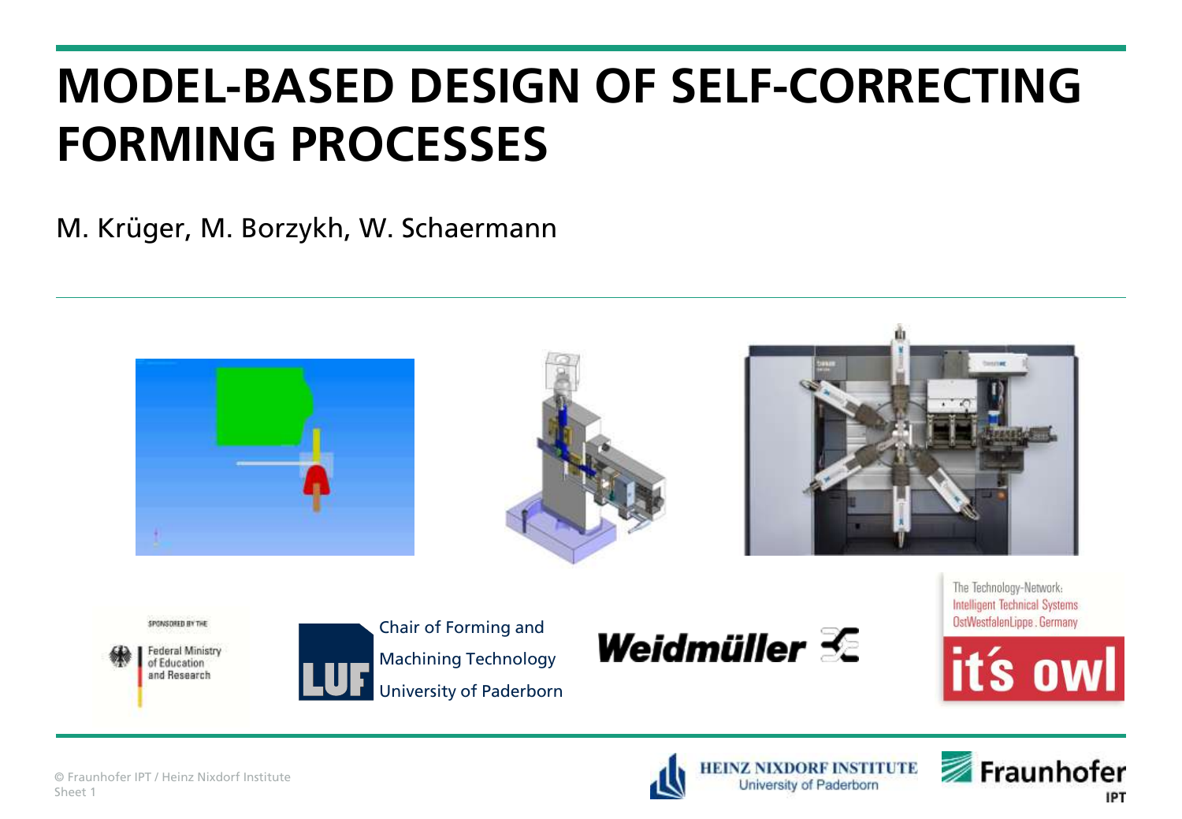# MODEL-BASED DESIGN OF SELF-CORRECTING FORMING PROCESSES

M. Krüger, M. Borzykh, W. Schaermann

SPONSORED BY THE Federal Ministry of Education and Research

Chair of Forming and Machining Technology University of Paderborn

Weidmüller

The Technology-Network: Intelligent Technical Systems OstWestfalenLippe . Germany

it's owl

HEINZ NIXDORF INSTITUTE University of Paderborn

Fraunhofer IPT

© Fraunhofer IPT / Heinz Nixdorf Institute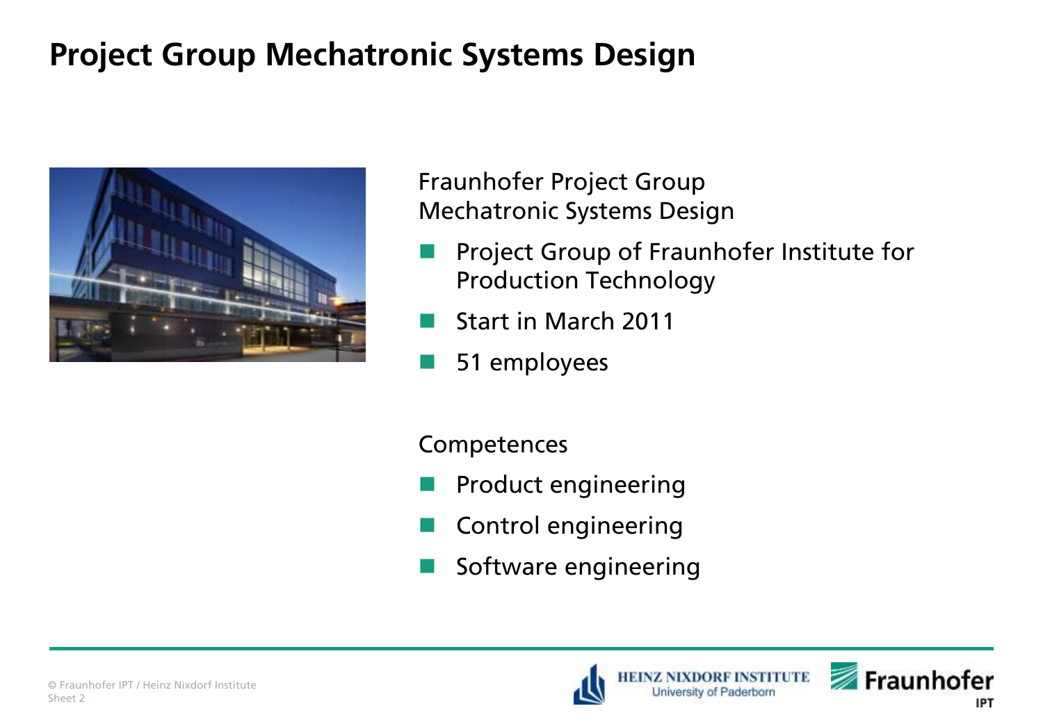# Project Group Mechatronic Systems Design

Fraunhofer Project Group
Mechatronic Systems Design

- Project Group of Fraunhofer Institute for Production Technology
- Start in March 2011
- 51 employees

Competences

- Product engineering
- Control engineering
- Software engineering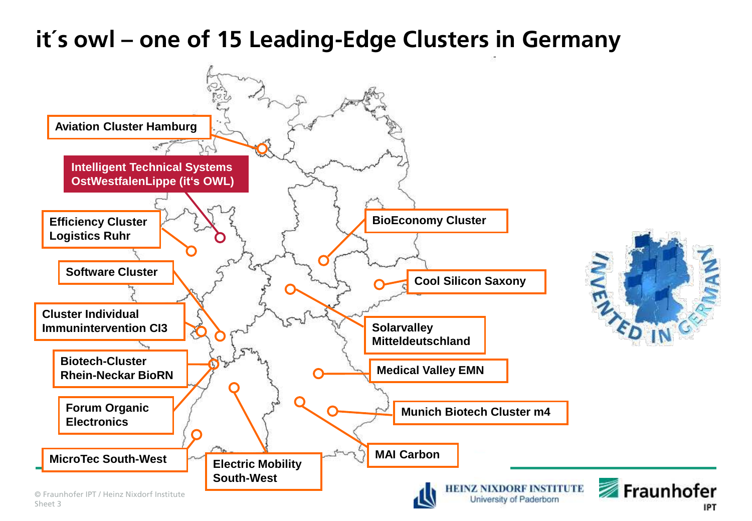# it´s owl – one of 15 Leading-Edge Clusters in Germany

- Aviation Cluster Hamburg
- Intelligent Technical Systems OstWestfalenLippe (it‘s OWL)
- Efficiency Cluster Logistics Ruhr
- Software Cluster
- Cluster Individual Immunintervention CI3
- Biotech-Cluster Rhein-Neckar BioRN
- Forum Organic Electronics
- MicroTec South-West
- Electric Mobility South-West
- BioEconomy Cluster
- Cool Silicon Saxony
- Solarvalley Mitteldeutschland
- Medical Valley EMN
- Munich Biotech Cluster m4
- MAI Carbon

INVENTED IN GERMANY

© Fraunhofer IPT / Heinz Nixdorf Institute

HEINZ NIXDORF INSTITUTE University of Paderborn

Fraunhofer IPT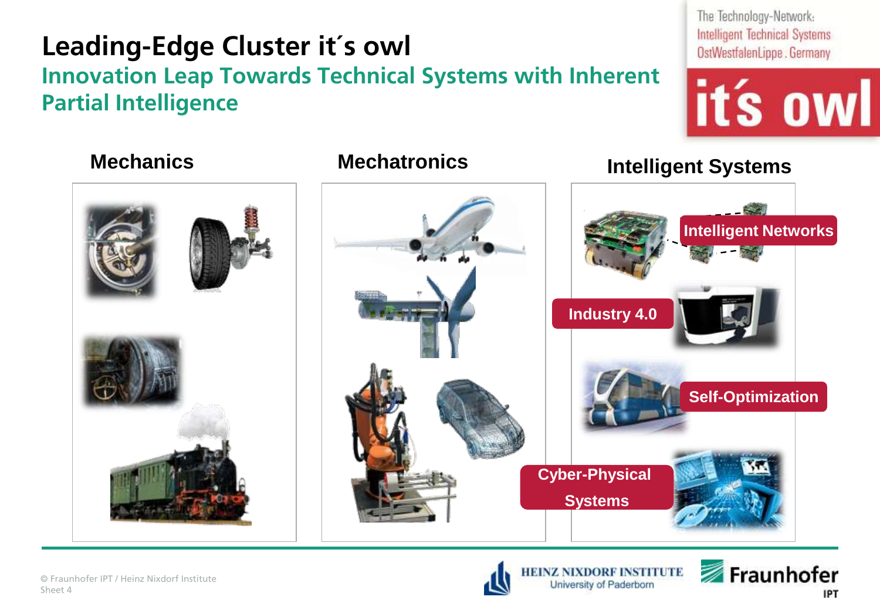# Leading-Edge Cluster it´s owl

## Innovation Leap Towards Technical Systems with Inherent Partial Intelligence

The Technology-Network: Intelligent Technical Systems OstWestfalenLippe . Germany

it´s owl

### Mechanics

### Mechatronics

### Intelligent Systems

- Intelligent Networks
- Industry 4.0
- Self-Optimization
- Cyber-Physical Systems

© Fraunhofer IPT / Heinz Nixdorf Institute
Sheet 4

HEINZ NIXDORF INSTITUTE University of Paderborn

Fraunhofer IPT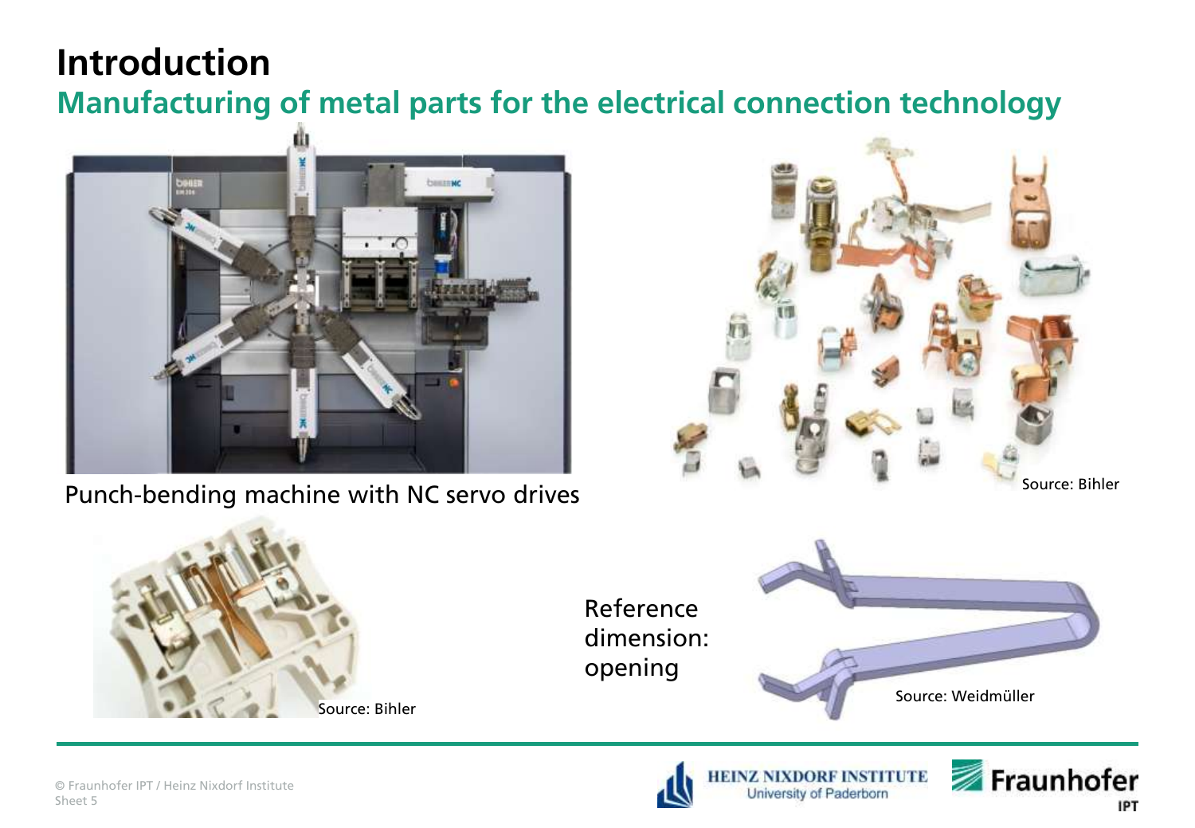# Introduction

## Manufacturing of metal parts for the electrical connection technology

Punch-bending machine with NC servo drives

Source: Bihler

Source: Bihler

Reference dimension: opening

Source: Weidmüller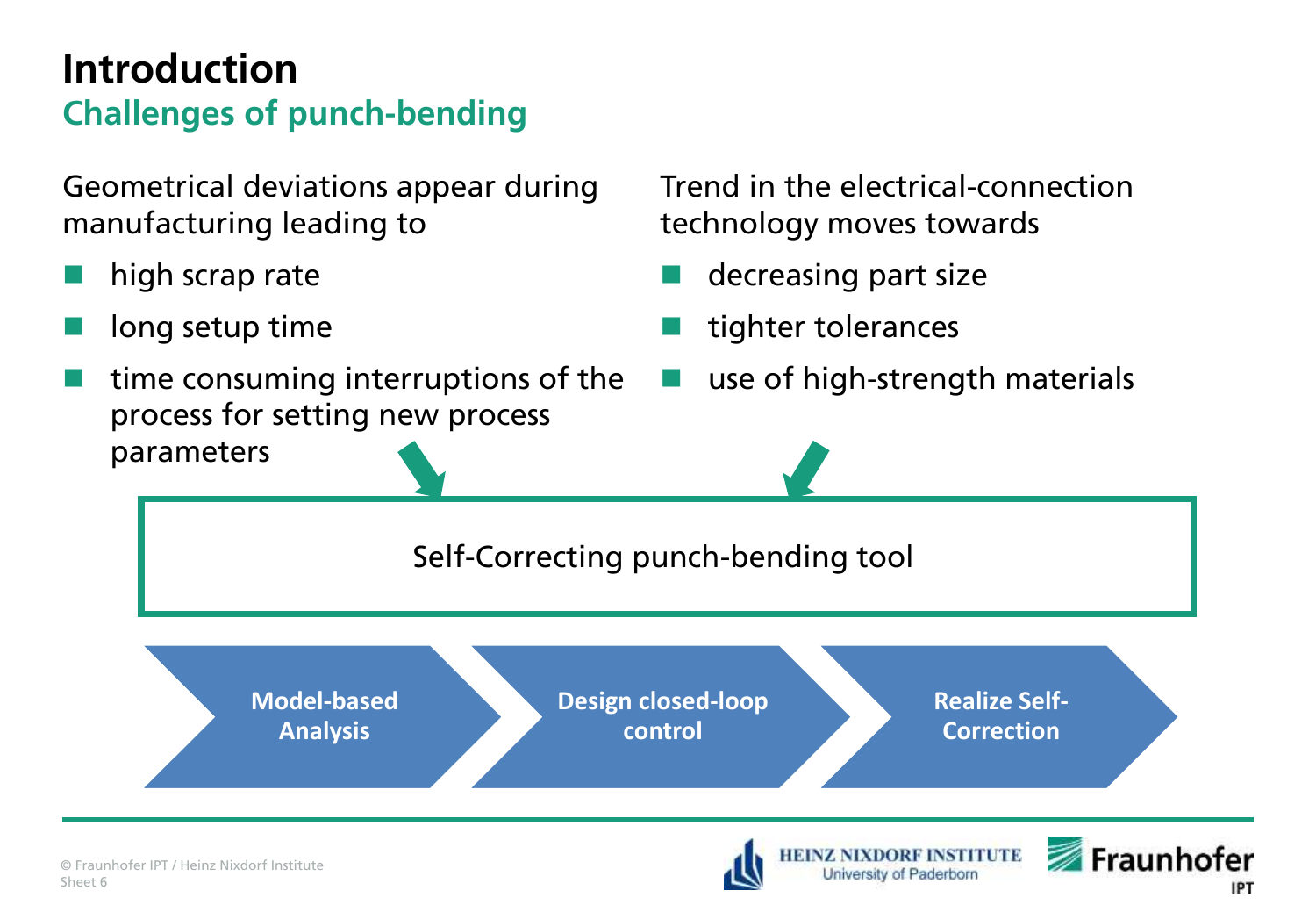# Introduction

## Challenges of punch-bending

Geometrical deviations appear during manufacturing leading to

- high scrap rate
- long setup time
- time consuming interruptions of the process for setting new process parameters

Trend in the electrical-connection technology moves towards

- decreasing part size
- tighter tolerances
- use of high-strength materials

Self-Correcting punch-bending tool

**Model-based Analysis** → **Design closed-loop control** → **Realize Self-Correction**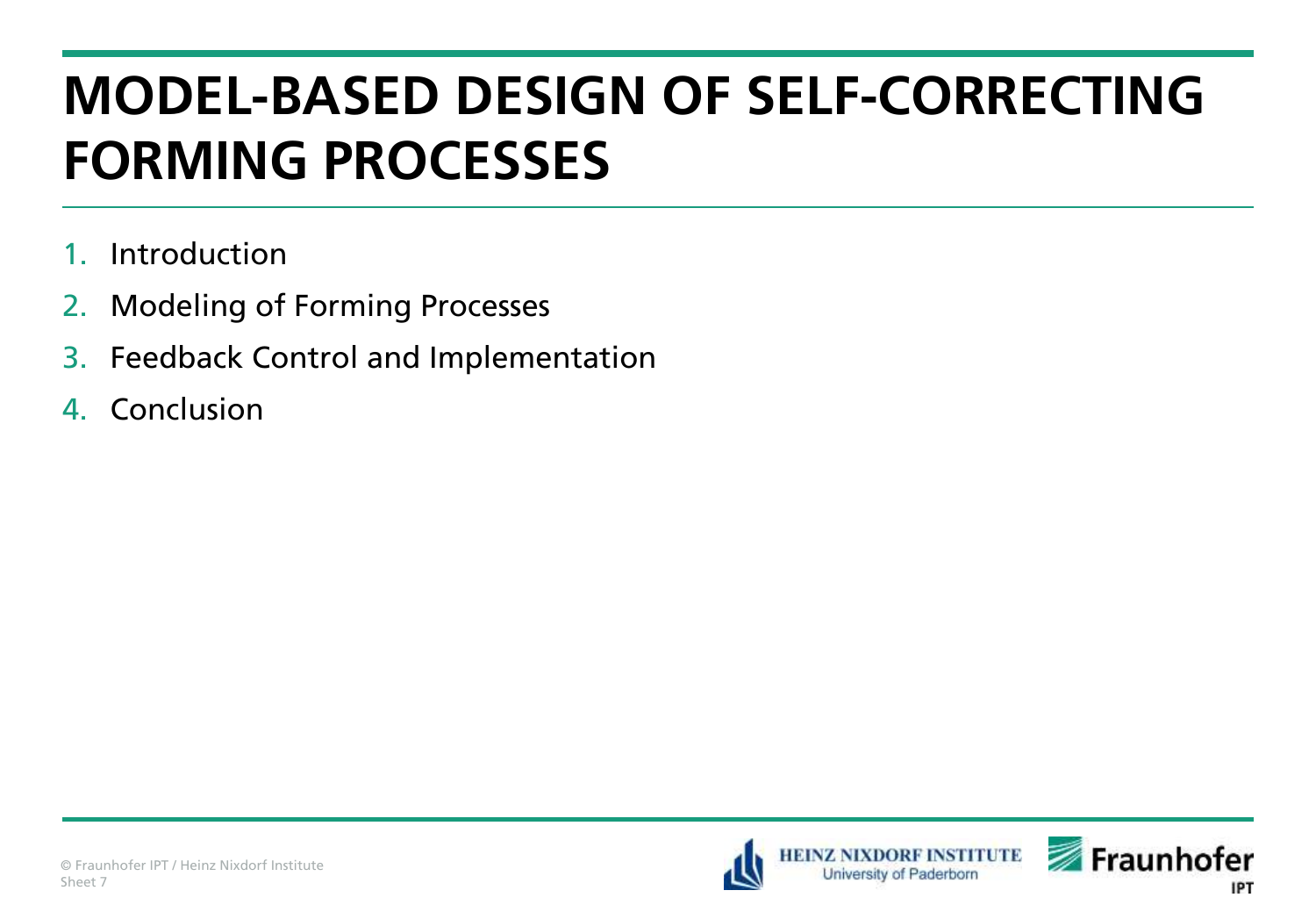# MODEL-BASED DESIGN OF SELF-CORRECTING FORMING PROCESSES

1. Introduction
2. Modeling of Forming Processes
3. Feedback Control and Implementation
4. Conclusion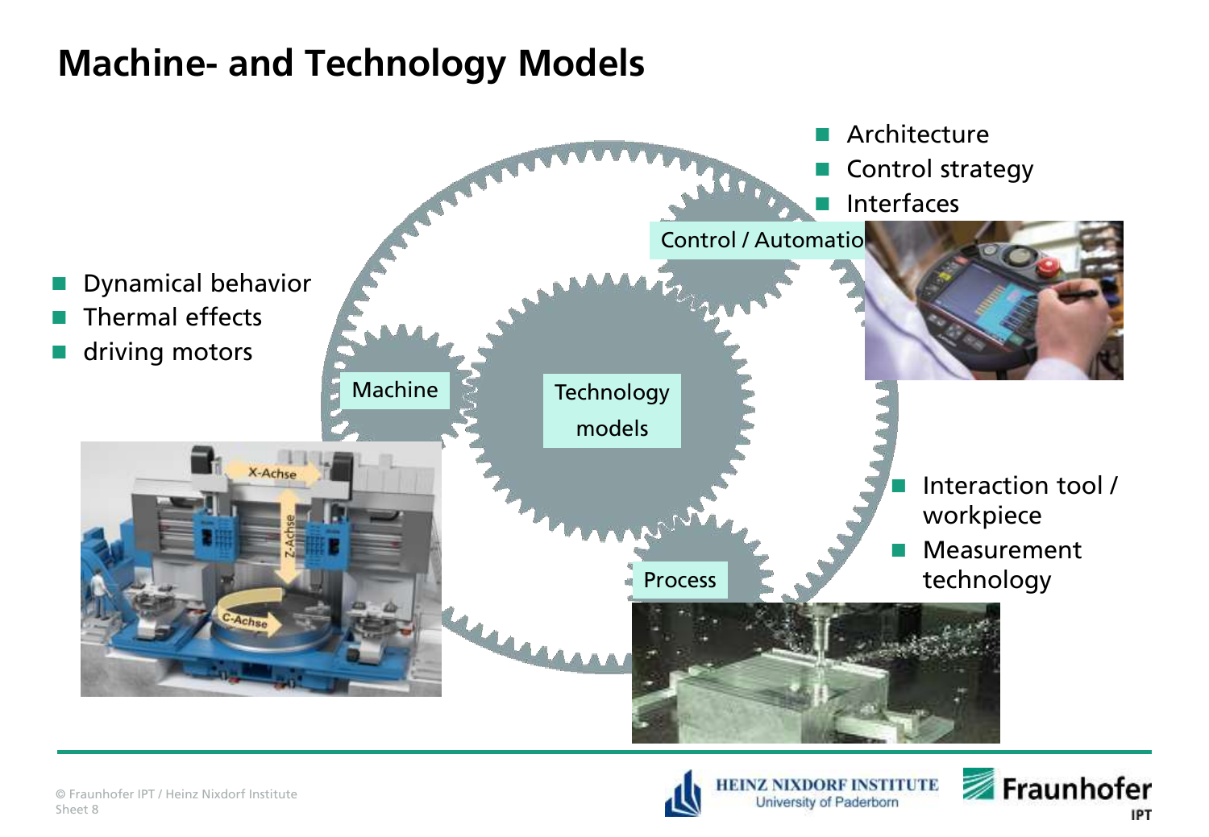# Machine- and Technology Models

- Dynamical behavior
- Thermal effects
- driving motors

Machine

Technology models

Control / Automatio

- Architecture
- Control strategy
- Interfaces

Process

- Interaction tool / workpiece
- Measurement technology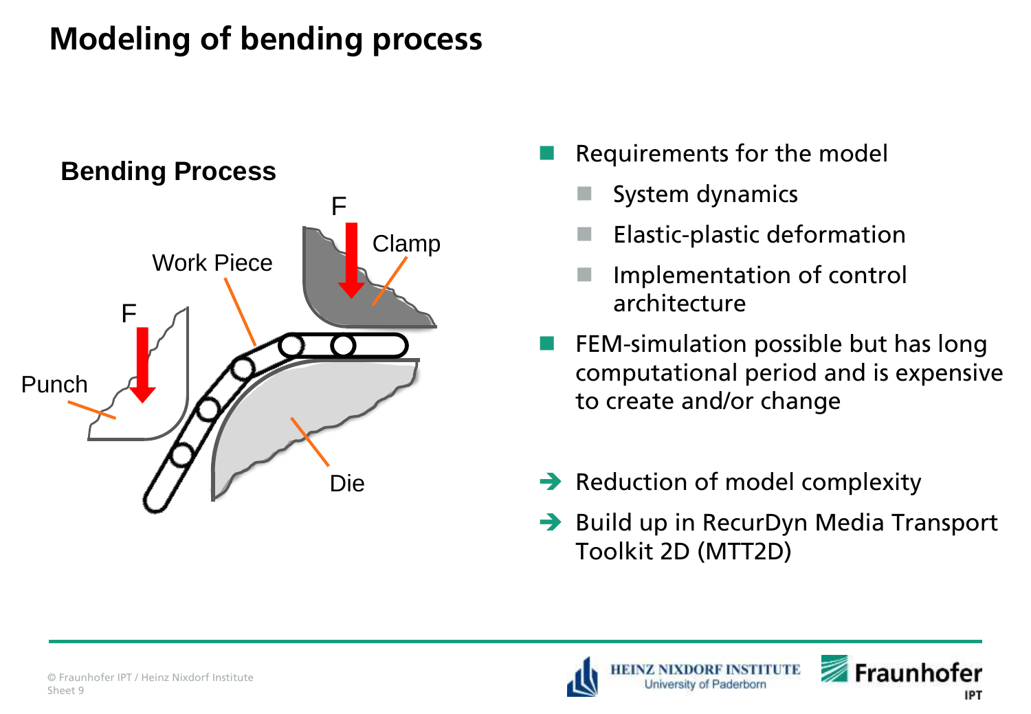# Modeling of bending process

**Bending Process**

F

Clamp

Work Piece

F

Punch

Die

- Requirements for the model
  - System dynamics
  - Elastic-plastic deformation
  - Implementation of control architecture
- FEM-simulation possible but has long computational period and is expensive to create and/or change

➔ Reduction of model complexity

➔ Build up in RecurDyn Media Transport Toolkit 2D (MTT2D)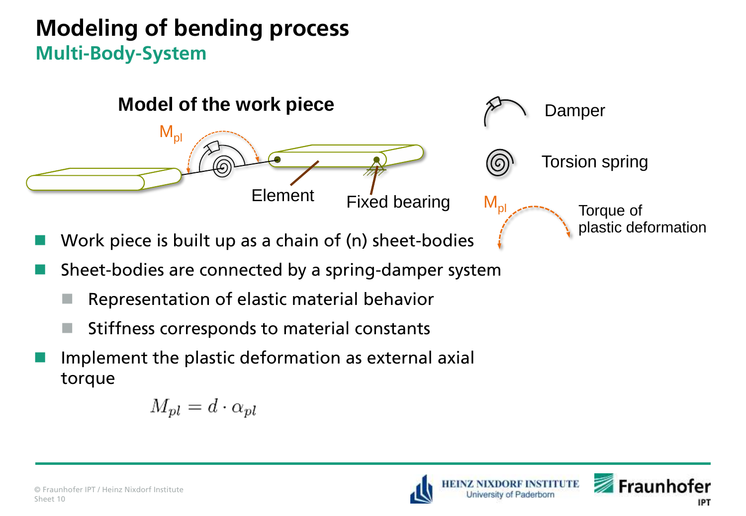# Modeling of bending process

## Multi-Body-System

**Model of the work piece**

$M_{pl}$

Element

Fixed bearing

Damper

Torsion spring

$M_{pl}$ Torque of plastic deformation

- Work piece is built up as a chain of (n) sheet-bodies
- Sheet-bodies are connected by a spring-damper system
  - Representation of elastic material behavior
  - Stiffness corresponds to material constants
- Implement the plastic deformation as external axial torque

$$M_{pl} = d \cdot \alpha_{pl}$$

© Fraunhofer IPT / Heinz Nixdorf Institute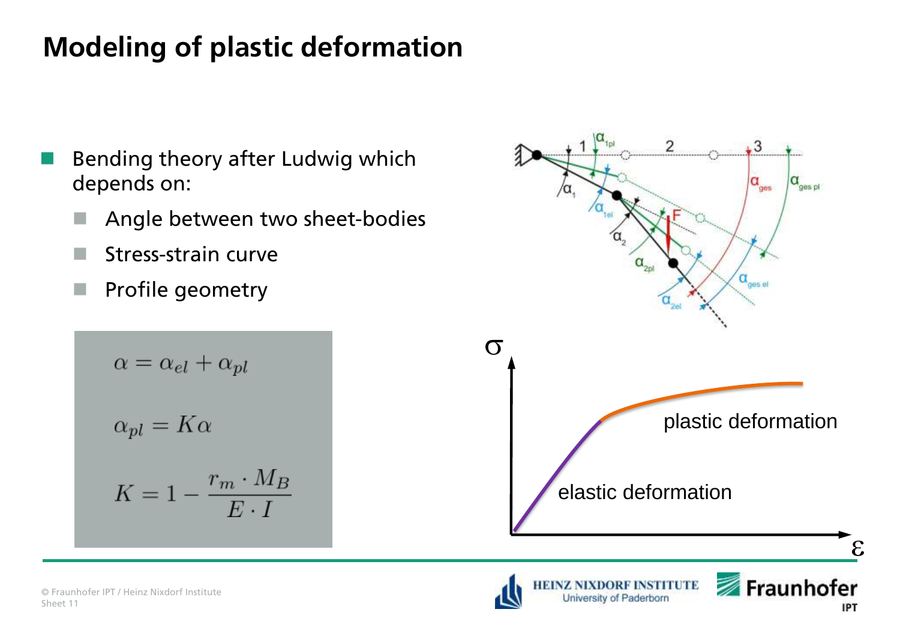# Modeling of plastic deformation

- Bending theory after Ludwig which depends on:
  - Angle between two sheet-bodies
  - Stress-strain curve
  - Profile geometry

$$\alpha = \alpha_{el} + \alpha_{pl}$$

$$\alpha_{pl} = K\alpha$$

$$K = 1 - \frac{r_m \cdot M_B}{E \cdot I}$$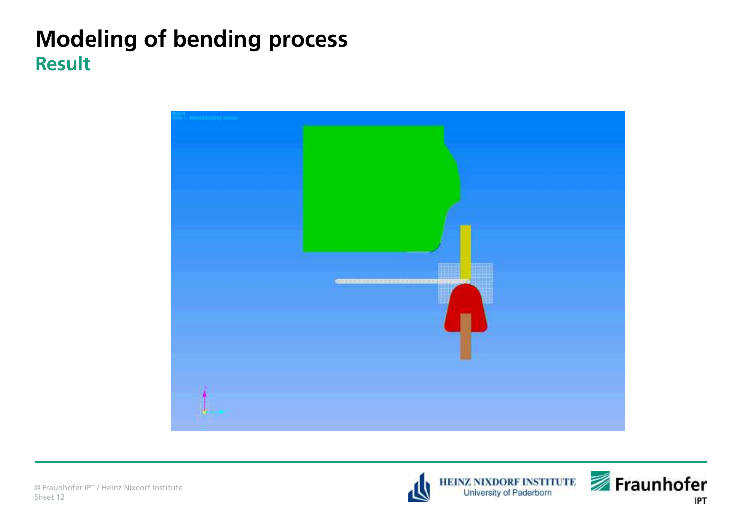# Modeling of bending process

## Result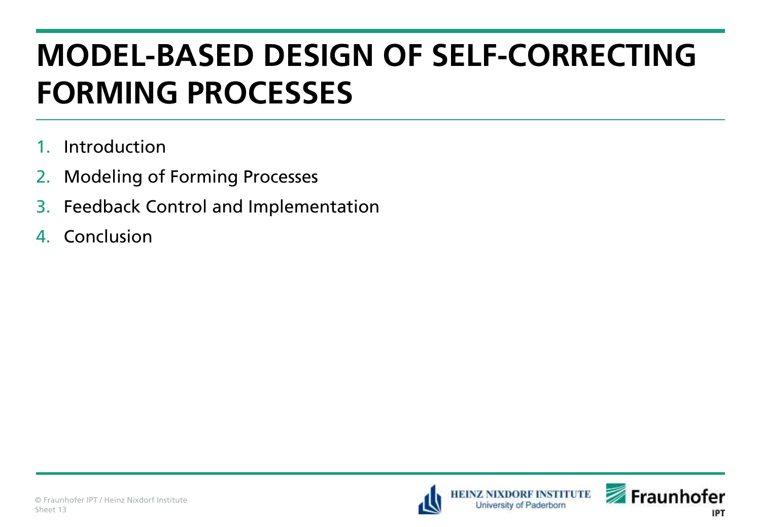# MODEL-BASED DESIGN OF SELF-CORRECTING FORMING PROCESSES

1. Introduction
2. Modeling of Forming Processes
3. Feedback Control and Implementation
4. Conclusion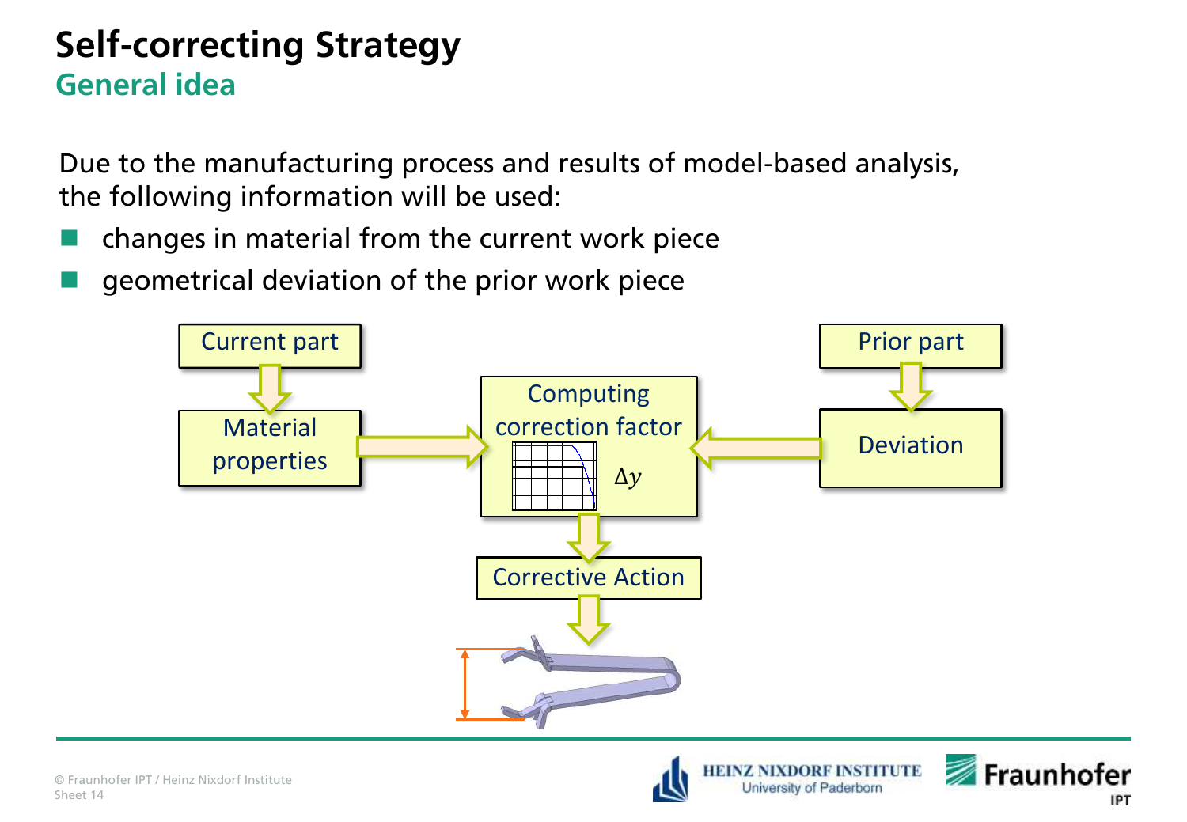# Self-correcting Strategy

## General idea

Due to the manufacturing process and results of model-based analysis, the following information will be used:

- changes in material from the current work piece
- geometrical deviation of the prior work piece

Current part → Material properties → Computing correction factor ($\Delta y$) ← Deviation ← Prior part

Computing correction factor → Corrective Action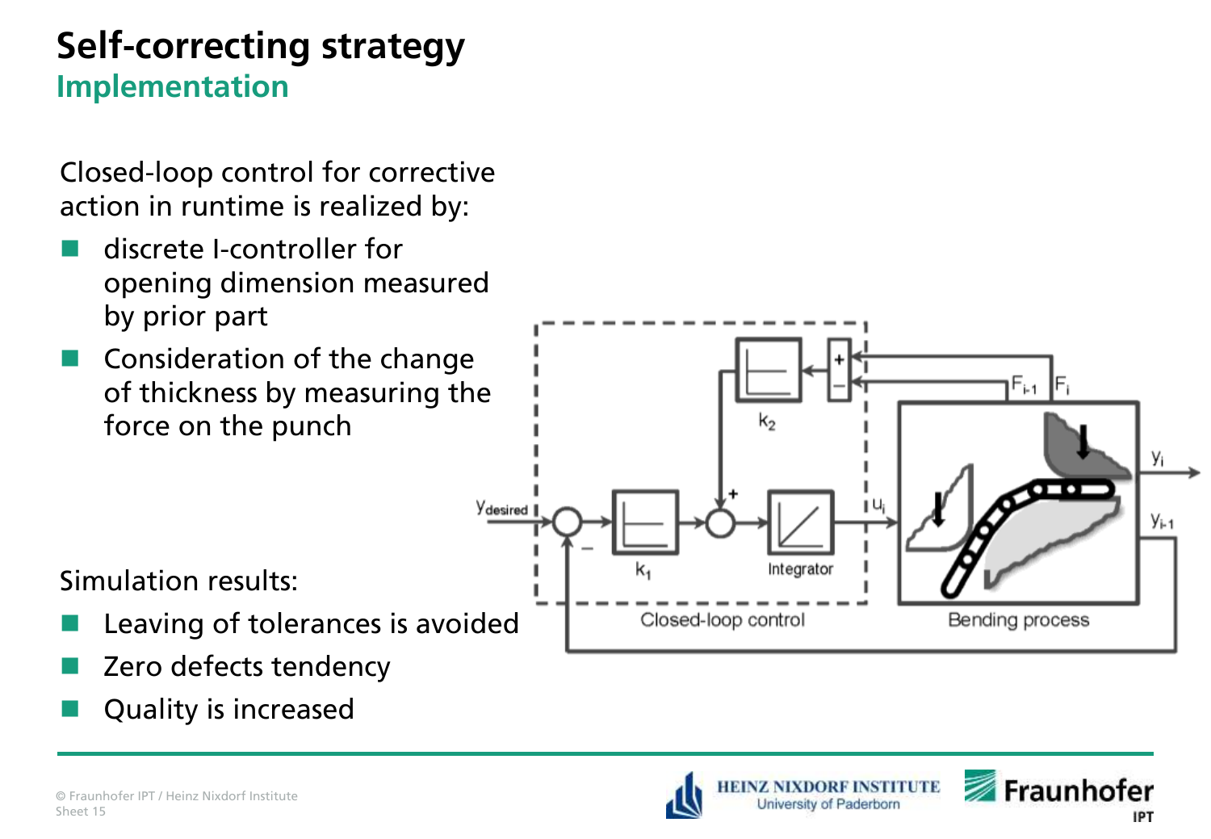# Self-correcting strategy

## Implementation

Closed-loop control for corrective action in runtime is realized by:

- discrete I-controller for opening dimension measured by prior part
- Consideration of the change of thickness by measuring the force on the punch

Simulation results:

- Leaving of tolerances is avoided
- Zero defects tendency
- Quality is increased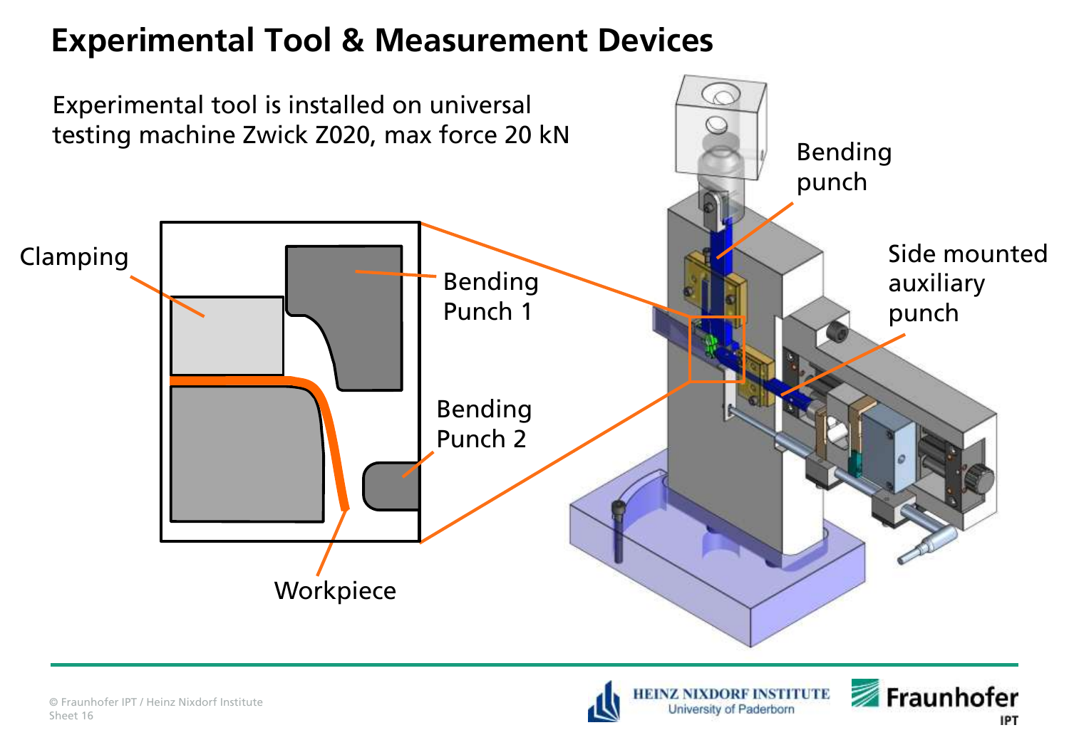# Experimental Tool & Measurement Devices

Experimental tool is installed on universal testing machine Zwick Z020, max force 20 kN

Clamping

Bending Punch 1

Bending Punch 2

Workpiece

Bending punch

Side mounted auxiliary punch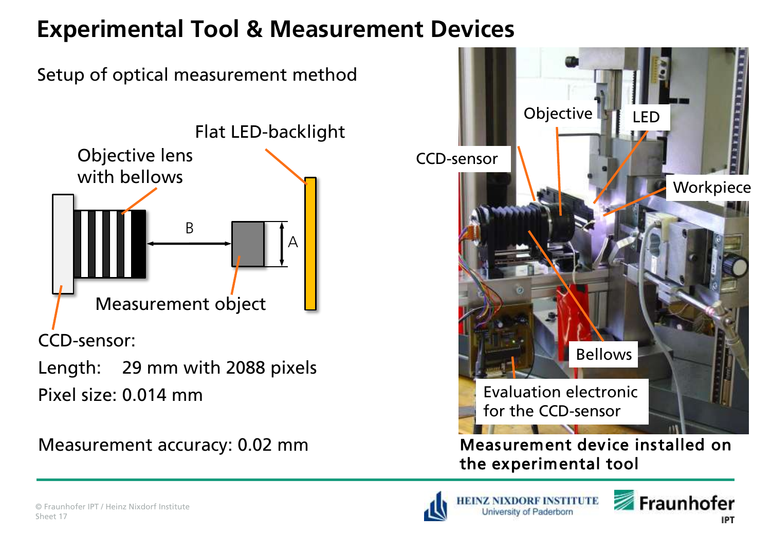# Experimental Tool & Measurement Devices

Setup of optical measurement method

Flat LED-backlight

Objective lens with bellows

B

A

Measurement object

CCD-sensor:

Length: 29 mm with 2088 pixels

Pixel size: 0.014 mm

Measurement accuracy: 0.02 mm

Objective | LED | CCD-sensor | Workpiece | Bellows | Evaluation electronic for the CCD-sensor

**Measurement device installed on the experimental tool**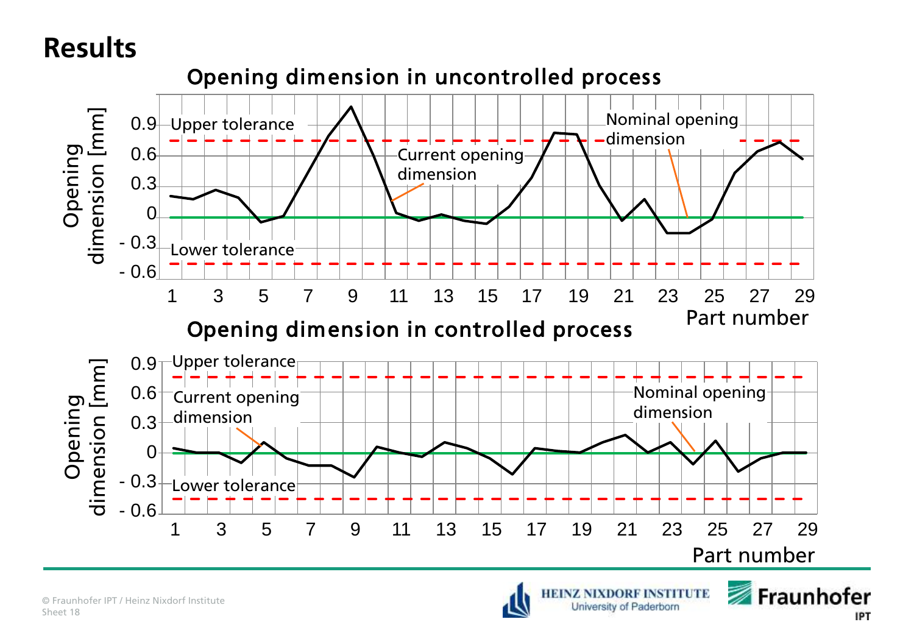# Results

## Opening dimension in uncontrolled process

Opening dimension [mm]

0.9, 0.6, 0.3, 0, - 0.3, - 0.6

Upper tolerance

Lower tolerance

Current opening dimension

Nominal opening dimension

1 3 5 7 9 11 13 15 17 19 21 23 25 27 29

Part number

## Opening dimension in controlled process

Opening dimension [mm]

0.9, 0.6, 0.3, 0, - 0.3, - 0.6

Upper tolerance

Current opening dimension

Nominal opening dimension

Lower tolerance

1 3 5 7 9 11 13 15 17 19 21 23 25 27 29

Part number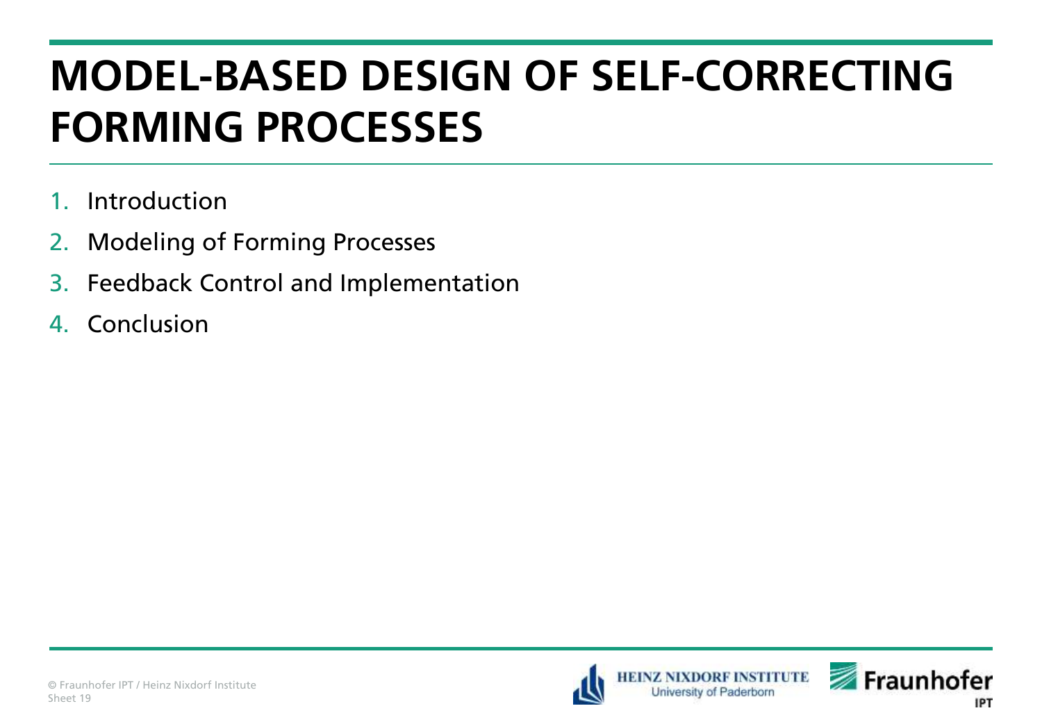# MODEL-BASED DESIGN OF SELF-CORRECTING FORMING PROCESSES

1. Introduction
2. Modeling of Forming Processes
3. Feedback Control and Implementation
4. Conclusion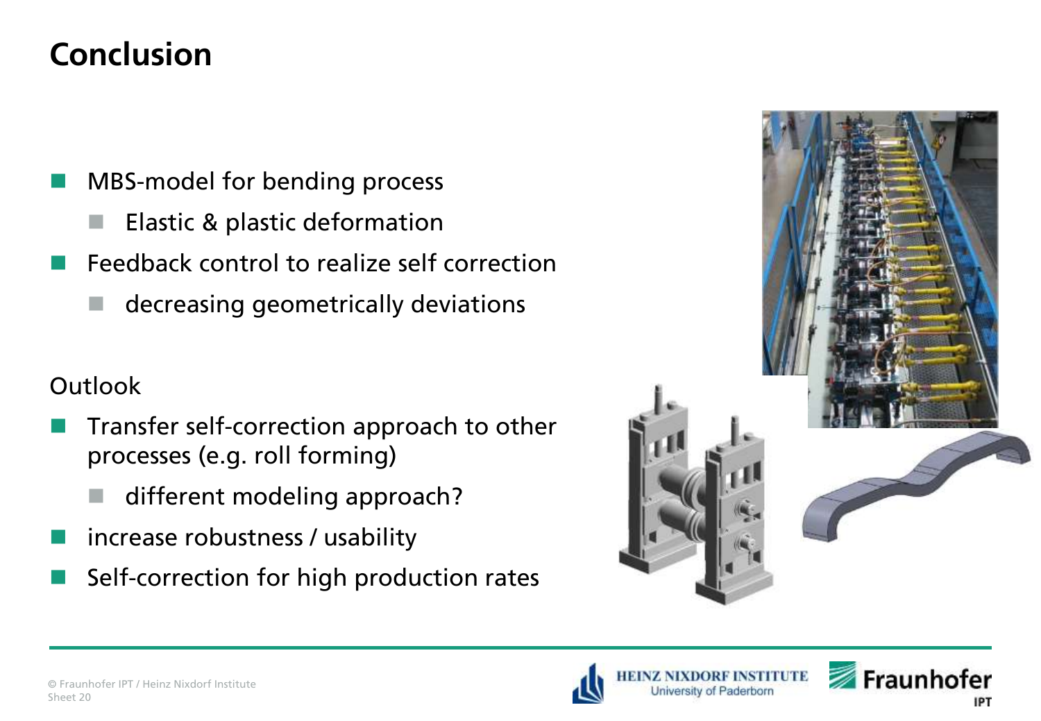# Conclusion

- MBS-model for bending process
  - Elastic & plastic deformation
- Feedback control to realize self correction
  - decreasing geometrically deviations

Outlook

- Transfer self-correction approach to other processes (e.g. roll forming)
  - different modeling approach?
- increase robustness / usability
- Self-correction for high production rates